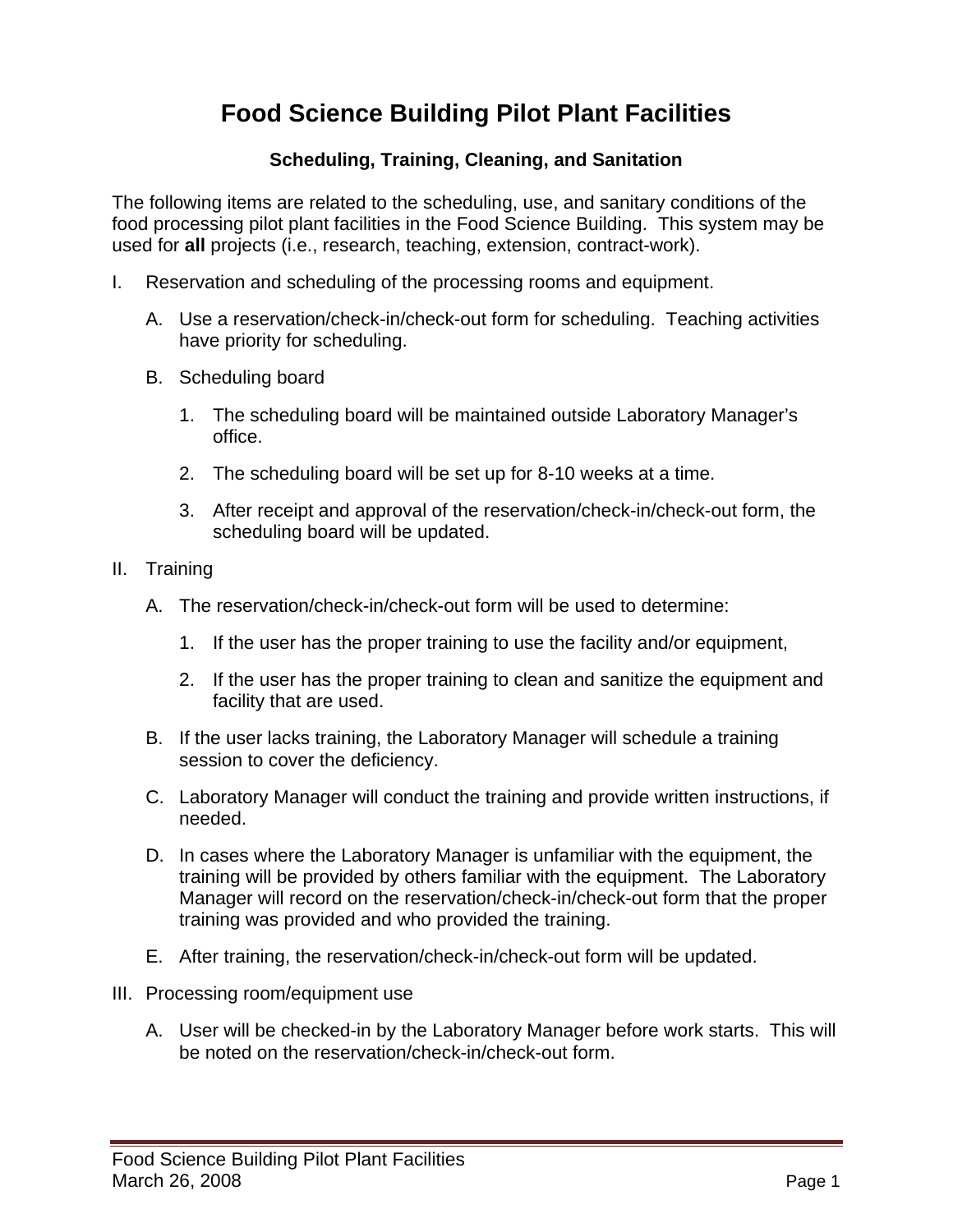# Food Science Building Pilot Plant Facilities

### Scheduling, Training, Cleaning, and Sanitation

The following items are related to the scheduling, use, and sanitary conditions of the food processing pilot plant facilities in the Food Science Building. This system may be used for **all** projects (i.e., research, teaching, extension, contract-work).

I. Reservation and scheduling of the processing rooms and equipment.

   A. Use a reservation/check-in/check-out form for scheduling. Teaching activities have priority for scheduling.

   B. Scheduling board

      1. The scheduling board will be maintained outside Laboratory Manager's office.

      2. The scheduling board will be set up for 8-10 weeks at a time.

      3. After receipt and approval of the reservation/check-in/check-out form, the scheduling board will be updated.

II. Training

   A. The reservation/check-in/check-out form will be used to determine:

      1. If the user has the proper training to use the facility and/or equipment,

      2. If the user has the proper training to clean and sanitize the equipment and facility that are used.

   B. If the user lacks training, the Laboratory Manager will schedule a training session to cover the deficiency.

   C. Laboratory Manager will conduct the training and provide written instructions, if needed.

   D. In cases where the Laboratory Manager is unfamiliar with the equipment, the training will be provided by others familiar with the equipment. The Laboratory Manager will record on the reservation/check-in/check-out form that the proper training was provided and who provided the training.

   E. After training, the reservation/check-in/check-out form will be updated.

III. Processing room/equipment use

   A. User will be checked-in by the Laboratory Manager before work starts. This will be noted on the reservation/check-in/check-out form.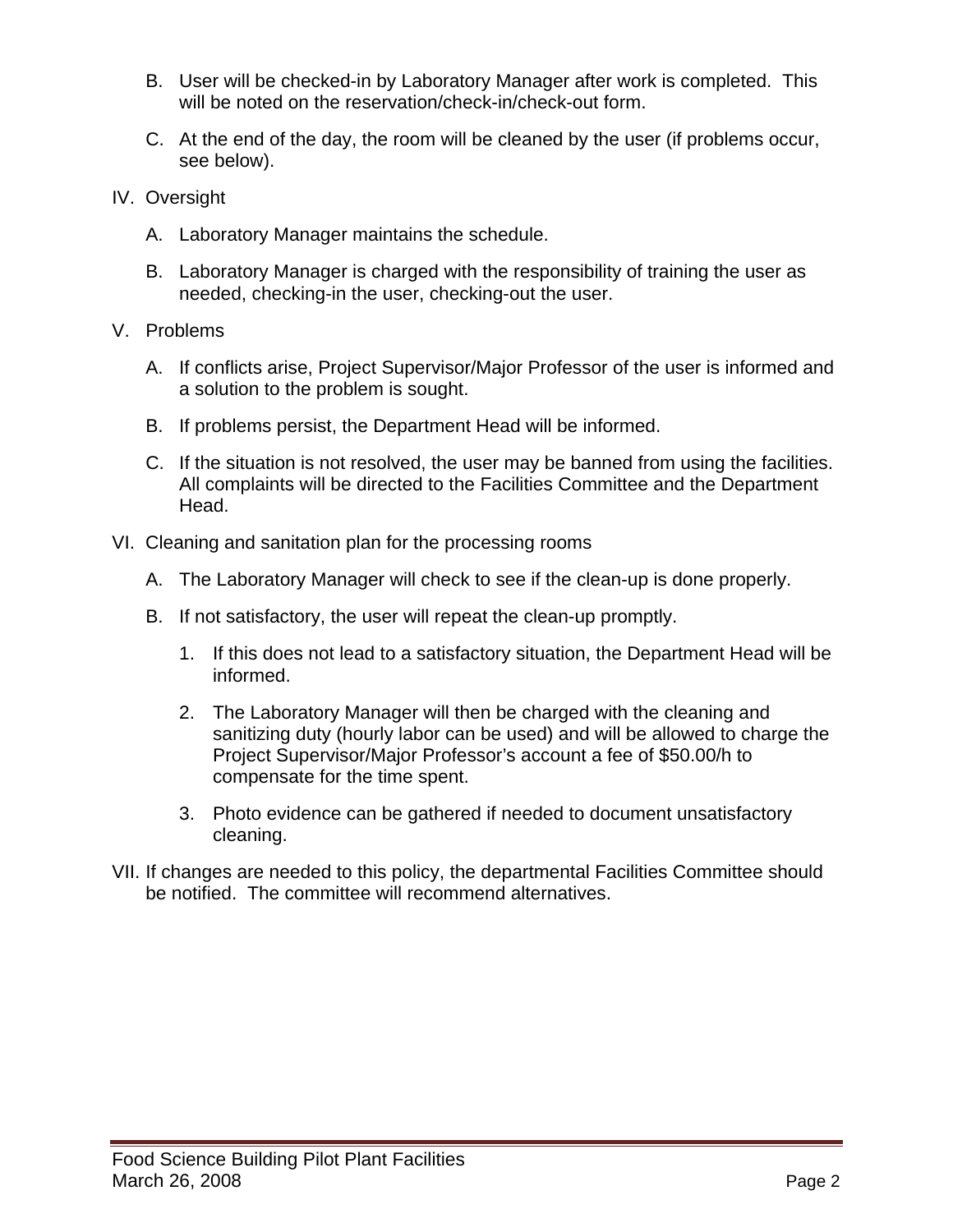B. User will be checked-in by Laboratory Manager after work is completed. This will be noted on the reservation/check-in/check-out form.

C. At the end of the day, the room will be cleaned by the user (if problems occur, see below).

IV. Oversight

A. Laboratory Manager maintains the schedule.

B. Laboratory Manager is charged with the responsibility of training the user as needed, checking-in the user, checking-out the user.

V. Problems

A. If conflicts arise, Project Supervisor/Major Professor of the user is informed and a solution to the problem is sought.

B. If problems persist, the Department Head will be informed.

C. If the situation is not resolved, the user may be banned from using the facilities. All complaints will be directed to the Facilities Committee and the Department Head.

VI. Cleaning and sanitation plan for the processing rooms

A. The Laboratory Manager will check to see if the clean-up is done properly.

B. If not satisfactory, the user will repeat the clean-up promptly.

1. If this does not lead to a satisfactory situation, the Department Head will be informed.
2. The Laboratory Manager will then be charged with the cleaning and sanitizing duty (hourly labor can be used) and will be allowed to charge the Project Supervisor/Major Professor's account a fee of $50.00/h to compensate for the time spent.
3. Photo evidence can be gathered if needed to document unsatisfactory cleaning.

VII. If changes are needed to this policy, the departmental Facilities Committee should be notified. The committee will recommend alternatives.